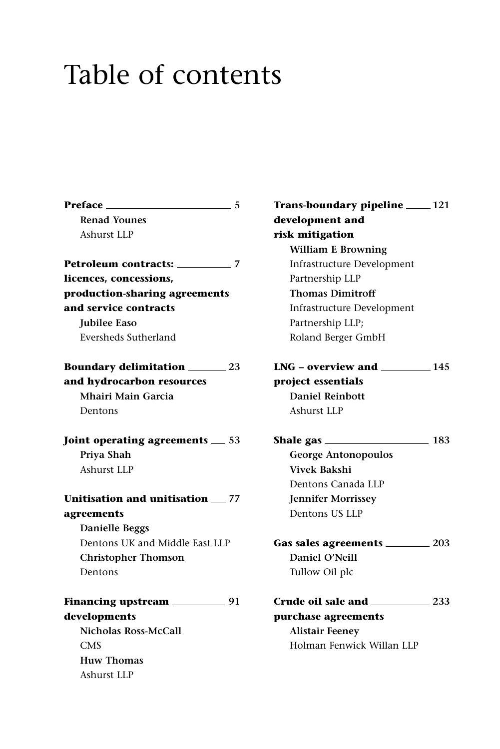# Table of contents

**Preface** — **5**
**Renad Younes**
Ashurst LLP

**Petroleum contracts: licences, concessions, production-sharing agreements and service contracts** — **7**
**Jubilee Easo**
Eversheds Sutherland

**Boundary delimitation and hydrocarbon resources** — **23**
**Mhairi Main Garcia**
Dentons

**Joint operating agreements** — **53**
**Priya Shah**
Ashurst LLP

**Unitisation and unitisation agreements** — **77**
**Danielle Beggs**
Dentons UK and Middle East LLP
**Christopher Thomson**
Dentons

**Financing upstream developments** — **91**
**Nicholas Ross-McCall**
CMS
**Huw Thomas**
Ashurst LLP

**Trans-boundary pipeline development and risk mitigation** — **121**
**William E Browning**
Infrastructure Development Partnership LLP
**Thomas Dimitroff**
Infrastructure Development Partnership LLP;
Roland Berger GmbH

**LNG – overview and project essentials** — **145**
**Daniel Reinbott**
Ashurst LLP

**Shale gas** — **183**
**George Antonopoulos**
**Vivek Bakshi**
Dentons Canada LLP
**Jennifer Morrissey**
Dentons US LLP

**Gas sales agreements** — **203**
**Daniel O'Neill**
Tullow Oil plc

**Crude oil sale and purchase agreements** — **233**
**Alistair Feeney**
Holman Fenwick Willan LLP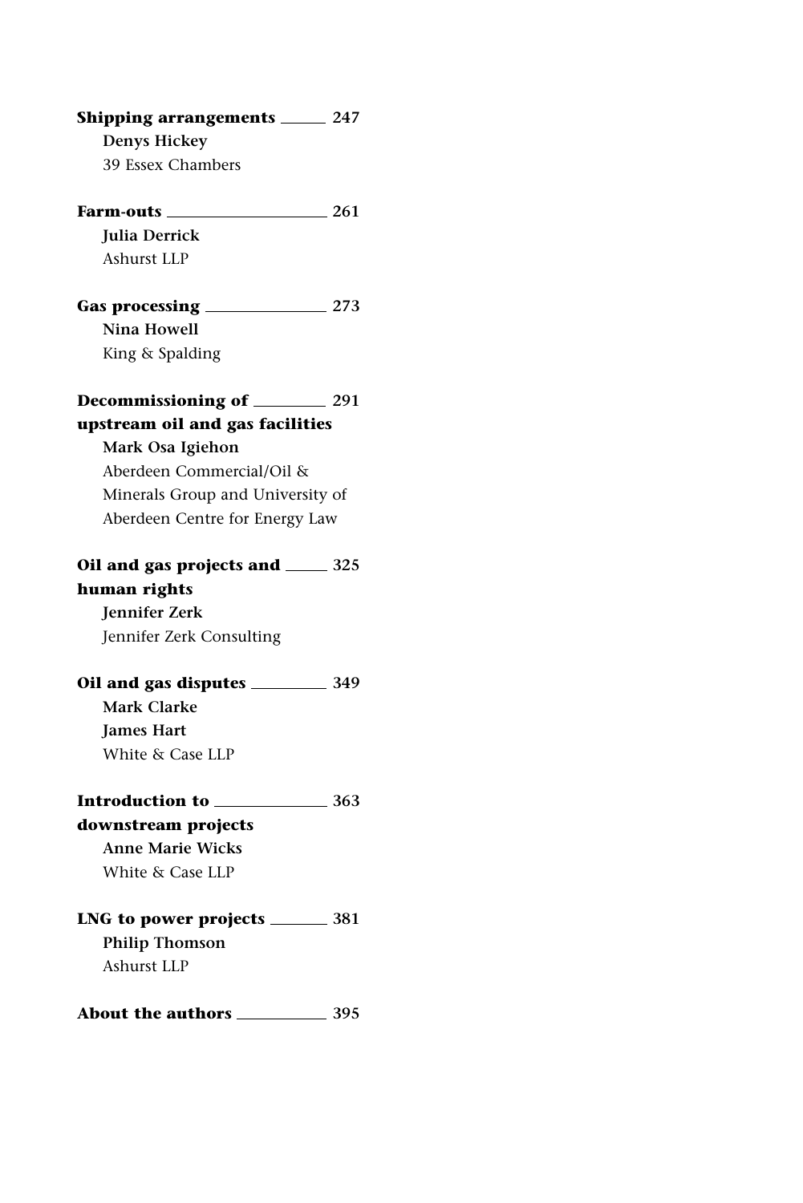**Shipping arrangements** 247
**Denys Hickey**
39 Essex Chambers

**Farm-outs** 261
**Julia Derrick**
Ashurst LLP

**Gas processing** 273
**Nina Howell**
King & Spalding

**Decommissioning of upstream oil and gas facilities** 291
**Mark Osa Igiehon**
Aberdeen Commercial/Oil & Minerals Group and University of Aberdeen Centre for Energy Law

**Oil and gas projects and human rights** 325
**Jennifer Zerk**
Jennifer Zerk Consulting

**Oil and gas disputes** 349
**Mark Clarke**
**James Hart**
White & Case LLP

**Introduction to downstream projects** 363
**Anne Marie Wicks**
White & Case LLP

**LNG to power projects** 381
**Philip Thomson**
Ashurst LLP

**About the authors** 395